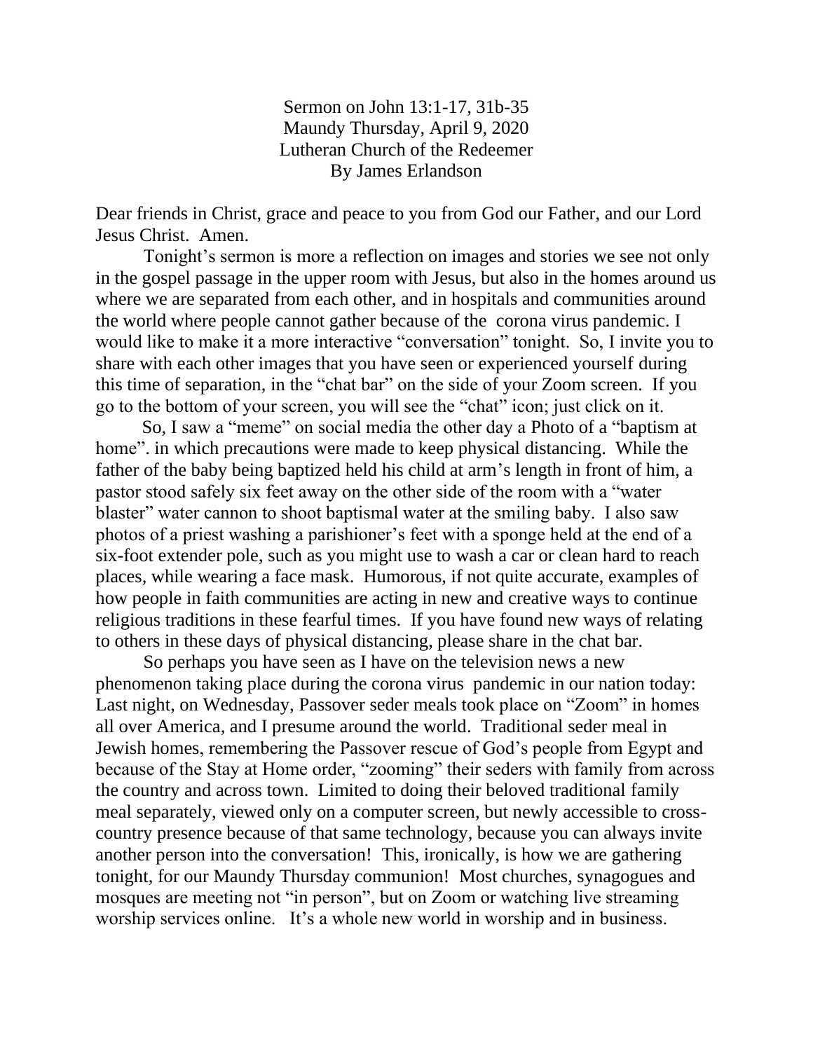Sermon on John 13:1-17, 31b-35
Maundy Thursday, April 9, 2020
Lutheran Church of the Redeemer
By James Erlandson

Dear friends in Christ, grace and peace to you from God our Father, and our Lord Jesus Christ. Amen.

Tonight's sermon is more a reflection on images and stories we see not only in the gospel passage in the upper room with Jesus, but also in the homes around us where we are separated from each other, and in hospitals and communities around the world where people cannot gather because of the corona virus pandemic. I would like to make it a more interactive "conversation" tonight. So, I invite you to share with each other images that you have seen or experienced yourself during this time of separation, in the "chat bar" on the side of your Zoom screen. If you go to the bottom of your screen, you will see the "chat" icon; just click on it.

So, I saw a "meme" on social media the other day a Photo of a "baptism at home". in which precautions were made to keep physical distancing. While the father of the baby being baptized held his child at arm's length in front of him, a pastor stood safely six feet away on the other side of the room with a "water blaster" water cannon to shoot baptismal water at the smiling baby. I also saw photos of a priest washing a parishioner's feet with a sponge held at the end of a six-foot extender pole, such as you might use to wash a car or clean hard to reach places, while wearing a face mask. Humorous, if not quite accurate, examples of how people in faith communities are acting in new and creative ways to continue religious traditions in these fearful times. If you have found new ways of relating to others in these days of physical distancing, please share in the chat bar.

So perhaps you have seen as I have on the television news a new phenomenon taking place during the corona virus pandemic in our nation today: Last night, on Wednesday, Passover seder meals took place on "Zoom" in homes all over America, and I presume around the world. Traditional seder meal in Jewish homes, remembering the Passover rescue of God's people from Egypt and because of the Stay at Home order, "zooming" their seders with family from across the country and across town. Limited to doing their beloved traditional family meal separately, viewed only on a computer screen, but newly accessible to cross-country presence because of that same technology, because you can always invite another person into the conversation! This, ironically, is how we are gathering tonight, for our Maundy Thursday communion! Most churches, synagogues and mosques are meeting not "in person", but on Zoom or watching live streaming worship services online. It's a whole new world in worship and in business.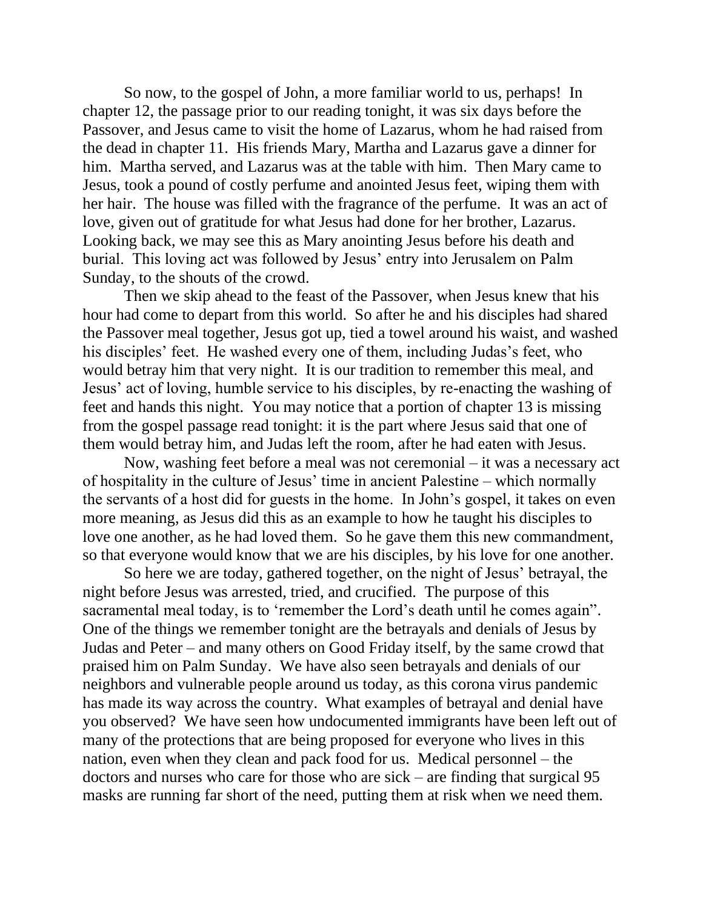So now, to the gospel of John, a more familiar world to us, perhaps! In chapter 12, the passage prior to our reading tonight, it was six days before the Passover, and Jesus came to visit the home of Lazarus, whom he had raised from the dead in chapter 11. His friends Mary, Martha and Lazarus gave a dinner for him. Martha served, and Lazarus was at the table with him. Then Mary came to Jesus, took a pound of costly perfume and anointed Jesus feet, wiping them with her hair. The house was filled with the fragrance of the perfume. It was an act of love, given out of gratitude for what Jesus had done for her brother, Lazarus. Looking back, we may see this as Mary anointing Jesus before his death and burial. This loving act was followed by Jesus' entry into Jerusalem on Palm Sunday, to the shouts of the crowd.

Then we skip ahead to the feast of the Passover, when Jesus knew that his hour had come to depart from this world. So after he and his disciples had shared the Passover meal together, Jesus got up, tied a towel around his waist, and washed his disciples' feet. He washed every one of them, including Judas's feet, who would betray him that very night. It is our tradition to remember this meal, and Jesus' act of loving, humble service to his disciples, by re-enacting the washing of feet and hands this night. You may notice that a portion of chapter 13 is missing from the gospel passage read tonight: it is the part where Jesus said that one of them would betray him, and Judas left the room, after he had eaten with Jesus.

Now, washing feet before a meal was not ceremonial – it was a necessary act of hospitality in the culture of Jesus' time in ancient Palestine – which normally the servants of a host did for guests in the home. In John's gospel, it takes on even more meaning, as Jesus did this as an example to how he taught his disciples to love one another, as he had loved them. So he gave them this new commandment, so that everyone would know that we are his disciples, by his love for one another.

So here we are today, gathered together, on the night of Jesus' betrayal, the night before Jesus was arrested, tried, and crucified. The purpose of this sacramental meal today, is to 'remember the Lord's death until he comes again". One of the things we remember tonight are the betrayals and denials of Jesus by Judas and Peter – and many others on Good Friday itself, by the same crowd that praised him on Palm Sunday. We have also seen betrayals and denials of our neighbors and vulnerable people around us today, as this corona virus pandemic has made its way across the country. What examples of betrayal and denial have you observed? We have seen how undocumented immigrants have been left out of many of the protections that are being proposed for everyone who lives in this nation, even when they clean and pack food for us. Medical personnel – the doctors and nurses who care for those who are sick – are finding that surgical 95 masks are running far short of the need, putting them at risk when we need them.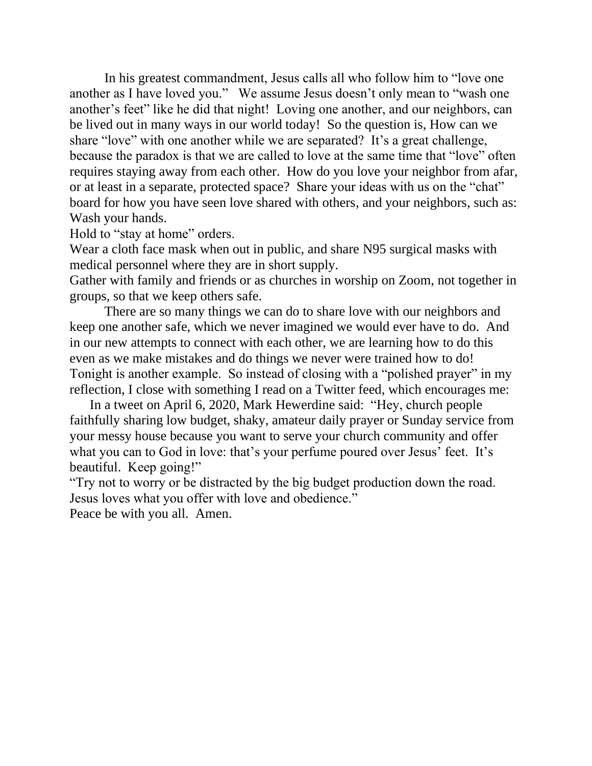In his greatest commandment, Jesus calls all who follow him to "love one another as I have loved you." We assume Jesus doesn't only mean to "wash one another's feet" like he did that night! Loving one another, and our neighbors, can be lived out in many ways in our world today! So the question is, How can we share "love" with one another while we are separated? It's a great challenge, because the paradox is that we are called to love at the same time that "love" often requires staying away from each other. How do you love your neighbor from afar, or at least in a separate, protected space? Share your ideas with us on the "chat" board for how you have seen love shared with others, and your neighbors, such as:

Wash your hands.

Hold to "stay at home" orders.

Wear a cloth face mask when out in public, and share N95 surgical masks with medical personnel where they are in short supply.

Gather with family and friends or as churches in worship on Zoom, not together in groups, so that we keep others safe.

There are so many things we can do to share love with our neighbors and keep one another safe, which we never imagined we would ever have to do. And in our new attempts to connect with each other, we are learning how to do this even as we make mistakes and do things we never were trained how to do! Tonight is another example. So instead of closing with a "polished prayer" in my reflection, I close with something I read on a Twitter feed, which encourages me:

In a tweet on April 6, 2020, Mark Hewerdine said: "Hey, church people faithfully sharing low budget, shaky, amateur daily prayer or Sunday service from your messy house because you want to serve your church community and offer what you can to God in love: that's your perfume poured over Jesus' feet. It's beautiful. Keep going!"

"Try not to worry or be distracted by the big budget production down the road. Jesus loves what you offer with love and obedience."

Peace be with you all. Amen.